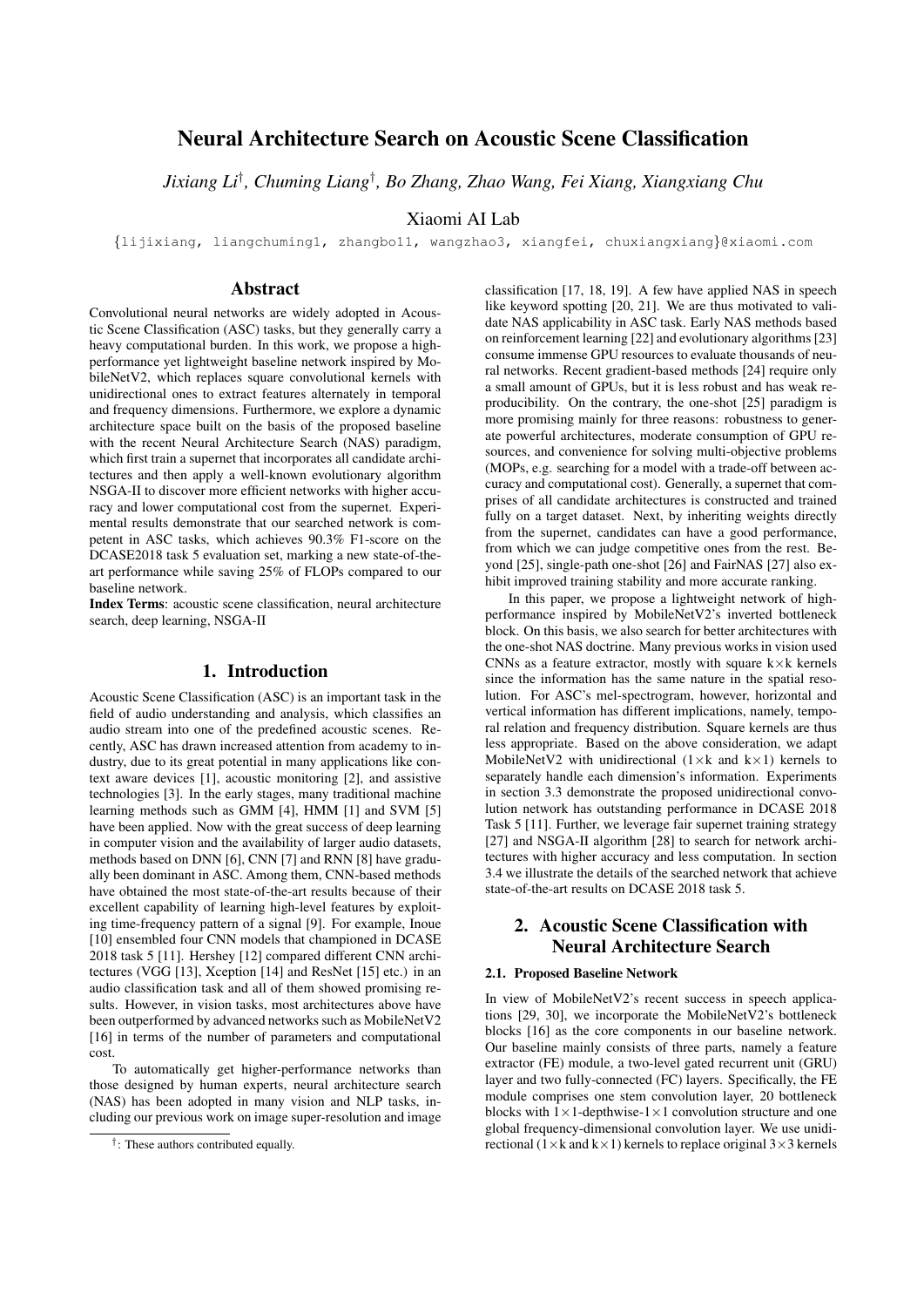# Neural Architecture Search on Acoustic Scene Classification

*Jixiang Li*[†]*, Chuming Liang*[†]*, Bo Zhang, Zhao Wang, Fei Xiang, Xiangxiang Chu*

Xiaomi AI Lab

{lijixiang, liangchuming1, zhangbo11, wangzhao3, xiangfei, chuxiangxiang}@xiaomi.com

## Abstract

Convolutional neural networks are widely adopted in Acoustic Scene Classification (ASC) tasks, but they generally carry a heavy computational burden. In this work, we propose a high-performance yet lightweight baseline network inspired by MobileNetV2, which replaces square convolutional kernels with unidirectional ones to extract features alternately in temporal and frequency dimensions. Furthermore, we explore a dynamic architecture space built on the basis of the proposed baseline with the recent Neural Architecture Search (NAS) paradigm, which first train a supernet that incorporates all candidate architectures and then apply a well-known evolutionary algorithm NSGA-II to discover more efficient networks with higher accuracy and lower computational cost from the supernet. Experimental results demonstrate that our searched network is competent in ASC tasks, which achieves 90.3% F1-score on the DCASE2018 task 5 evaluation set, marking a new state-of-the-art performance while saving 25% of FLOPs compared to our baseline network.

**Index Terms**: acoustic scene classification, neural architecture search, deep learning, NSGA-II

## 1. Introduction

Acoustic Scene Classification (ASC) is an important task in the field of audio understanding and analysis, which classifies an audio stream into one of the predefined acoustic scenes. Recently, ASC has drawn increased attention from academy to industry, due to its great potential in many applications like context aware devices [1], acoustic monitoring [2], and assistive technologies [3]. In the early stages, many traditional machine learning methods such as GMM [4], HMM [1] and SVM [5] have been applied. Now with the great success of deep learning in computer vision and the availability of larger audio datasets, methods based on DNN [6], CNN [7] and RNN [8] have gradually been dominant in ASC. Among them, CNN-based methods have obtained the most state-of-the-art results because of their excellent capability of learning high-level features by exploiting time-frequency pattern of a signal [9]. For example, Inoue [10] ensembled four CNN models that championed in DCASE 2018 task 5 [11]. Hershey [12] compared different CNN architectures (VGG [13], Xception [14] and ResNet [15] etc.) in an audio classification task and all of them showed promising results. However, in vision tasks, most architectures above have been outperformed by advanced networks such as MobileNetV2 [16] in terms of the number of parameters and computational cost.

To automatically get higher-performance networks than those designed by human experts, neural architecture search (NAS) has been adopted in many vision and NLP tasks, including our previous work on image super-resolution and image classification [17, 18, 19]. A few have applied NAS in speech like keyword spotting [20, 21]. We are thus motivated to validate NAS applicability in ASC task. Early NAS methods based on reinforcement learning [22] and evolutionary algorithms [23] consume immense GPU resources to evaluate thousands of neural networks. Recent gradient-based methods [24] require only a small amount of GPUs, but it is less robust and has weak reproducibility. On the contrary, the one-shot [25] paradigm is more promising mainly for three reasons: robustness to generate powerful architectures, moderate consumption of GPU resources, and convenience for solving multi-objective problems (MOPs, e.g. searching for a model with a trade-off between accuracy and computational cost). Generally, a supernet that comprises of all candidate architectures is constructed and trained fully on a target dataset. Next, by inheriting weights directly from the supernet, candidates can have a good performance, from which we can judge competitive ones from the rest. Beyond [25], single-path one-shot [26] and FairNAS [27] also exhibit improved training stability and more accurate ranking.

In this paper, we propose a lightweight network of high-performance inspired by MobileNetV2's inverted bottleneck block. On this basis, we also search for better architectures with the one-shot NAS doctrine. Many previous works in vision used CNNs as a feature extractor, mostly with square k×k kernels since the information has the same nature in the spatial resolution. For ASC's mel-spectrogram, however, horizontal and vertical information has different implications, namely, temporal relation and frequency distribution. Square kernels are thus less appropriate. Based on the above consideration, we adapt MobileNetV2 with unidirectional (1×k and k×1) kernels to separately handle each dimension's information. Experiments in section 3.3 demonstrate the proposed unidirectional convolution network has outstanding performance in DCASE 2018 Task 5 [11]. Further, we leverage fair supernet training strategy [27] and NSGA-II algorithm [28] to search for network architectures with higher accuracy and less computation. In section 3.4 we illustrate the details of the searched network that achieve state-of-the-art results on DCASE 2018 task 5.

## 2. Acoustic Scene Classification with Neural Architecture Search

### 2.1. Proposed Baseline Network

In view of MobileNetV2's recent success in speech applications [29, 30], we incorporate the MobileNetV2's bottleneck blocks [16] as the core components in our baseline network. Our baseline mainly consists of three parts, namely a feature extractor (FE) module, a two-level gated recurrent unit (GRU) layer and two fully-connected (FC) layers. Specifically, the FE module comprises one stem convolution layer, 20 bottleneck blocks with 1×1-depthwise-1×1 convolution structure and one global frequency-dimensional convolution layer. We use unidirectional (1×k and k×1) kernels to replace original 3×3 kernels

[†]: These authors contributed equally.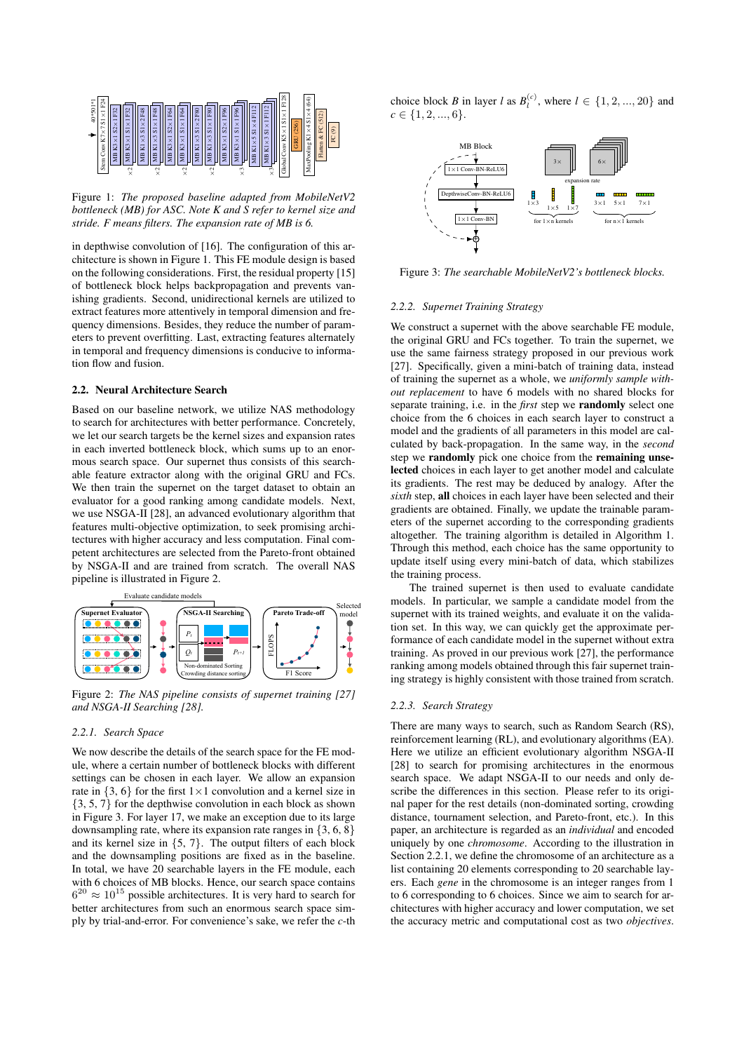Figure 1: *The proposed baseline adapted from MobileNetV2 bottleneck (MB) for ASC. Note K and S refer to kernel size and stride. F means filters. The expansion rate of MB is 6.*

in depthwise convolution of [16]. The configuration of this architecture is shown in Figure 1. This FE module design is based on the following considerations. First, the residual property [15] of bottleneck block helps backpropagation and prevents vanishing gradients. Second, unidirectional kernels are utilized to extract features more attentively in temporal dimension and frequency dimensions. Besides, they reduce the number of parameters to prevent overfitting. Last, extracting features alternately in temporal and frequency dimensions is conducive to information flow and fusion.

### 2.2. Neural Architecture Search

Based on our baseline network, we utilize NAS methodology to search for architectures with better performance. Concretely, we let our search targets be the kernel sizes and expansion rates in each inverted bottleneck block, which sums up to an enormous search space. Our supernet thus consists of this searchable feature extractor along with the original GRU and FCs. We then train the supernet on the target dataset to obtain an evaluator for a good ranking among candidate models. Next, we use NSGA-II [28], an advanced evolutionary algorithm that features multi-objective optimization, to seek promising architectures with higher accuracy and less computation. Final competent architectures are selected from the Pareto-front obtained by NSGA-II and are trained from scratch. The overall NAS pipeline is illustrated in Figure 2.

Figure 2: *The NAS pipeline consists of supernet training [27] and NSGA-II Searching [28].*

#### 2.2.1. Search Space

We now describe the details of the search space for the FE module, where a certain number of bottleneck blocks with different settings can be chosen in each layer. We allow an expansion rate in $\{3, 6\}$ for the first $1\times1$ convolution and a kernel size in $\{3, 5, 7\}$ for the depthwise convolution in each block as shown in Figure 3. For layer 17, we make an exception due to its large downsampling rate, where its expansion rate ranges in $\{3, 6, 8\}$ and its kernel size in $\{5, 7\}$. The output filters of each block and the downsampling positions are fixed as in the baseline. In total, we have 20 searchable layers in the FE module, each with 6 choices of MB blocks. Hence, our search space contains $6^{20} \approx 10^{15}$ possible architectures. It is very hard to search for better architectures from such an enormous search space simply by trial-and-error. For convenience's sake, we refer the $c$-th choice block $B$ in layer $l$ as $B_l^{(c)}$, where $l \in \{1, 2, ..., 20\}$ and $c \in \{1, 2, ..., 6\}$.

Figure 3: *The searchable MobileNetV2's bottleneck blocks.*

#### 2.2.2. Supernet Training Strategy

We construct a supernet with the above searchable FE module, the original GRU and FCs together. To train the supernet, we use the same fairness strategy proposed in our previous work [27]. Specifically, given a mini-batch of training data, instead of training the supernet as a whole, we *uniformly sample without replacement* to have 6 models with no shared blocks for separate training, i.e. in the *first* step we **randomly** select one choice from the 6 choices in each search layer to construct a model and the gradients of all parameters in this model are calculated by back-propagation. In the same way, in the *second* step we **randomly** pick one choice from the **remaining unselected** choices in each layer to get another model and calculate its gradients. The rest may be deduced by analogy. After the *sixth* step, **all** choices in each layer have been selected and their gradients are obtained. Finally, we update the trainable parameters of the supernet according to the corresponding gradients altogether. The training algorithm is detailed in Algorithm 1. Through this method, each choice has the same opportunity to update itself using every mini-batch of data, which stabilizes the training process.

The trained supernet is then used to evaluate candidate models. In particular, we sample a candidate model from the supernet with its shared weights, and evaluate it on the validation set. In this way, we can quickly get the approximate performance of each candidate model in the supernet without extra training. As proved in our previous work [27], the performance ranking among models obtained through this fair supernet training strategy is highly consistent with those trained from scratch.

#### 2.2.3. Search Strategy

There are many ways to search, such as Random Search (RS), reinforcement learning (RL), and evolutionary algorithms (EA). Here we utilize an efficient evolutionary algorithm NSGA-II [28] to search for promising architectures in the enormous search space. We adapt NSGA-II to our needs and only describe the differences in this section. Please refer to its original paper for the rest details (non-dominated sorting, crowding distance, tournament selection, and Pareto-front, etc.). In this paper, an architecture is regarded as an *individual* and encoded uniquely by one *chromosome*. According to the illustration in Section 2.2.1, we define the chromosome of an architecture as a list containing 20 elements corresponding to 20 searchable layers. Each *gene* in the chromosome is an integer ranges from 1 to 6 corresponding to 6 choices. Since we aim to search for architectures with higher accuracy and lower computation, we set the accuracy metric and computational cost as two *objectives*.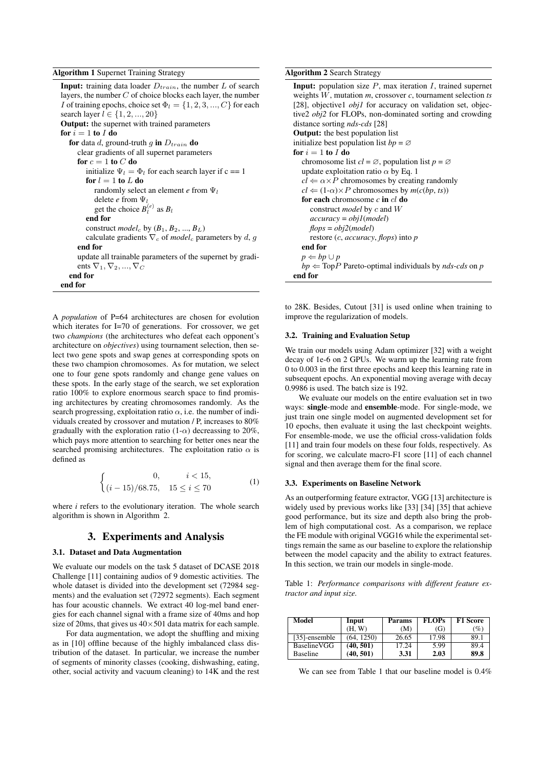**Algorithm 1** Supernet Training Strategy

**Input:** training data loader $D_{train}$, the number $L$ of search layers, the number $C$ of choice blocks each layer, the number $I$ of training epochs, choice set $\Phi_l = \{1, 2, 3, ..., C\}$ for each search layer $l \in \{1, 2, ..., 20\}$
**Output:** the supernet with trained parameters
**for** $i = 1$ **to** $I$ **do**
  **for** data $d$, ground-truth $g$ **in** $D_{train}$ **do**
    clear gradients of all supernet parameters
    **for** $c = 1$ **to** $C$ **do**
      initialize $\Psi_l = \Phi_l$ for each search layer if c == 1
      **for** $l = 1$ **to** $L$ **do**
        randomly select an element *e* from $\Psi_l$
        delete *e* from $\Psi_l$
        get the choice $B_l^{(e)}$ as $B_l$
      **end for**
      construct *model*$_c$ by ($B_1$, $B_2$, ..., $B_L$)
      calculate gradients $\nabla_c$ of *model*$_c$ parameters by $d$, $g$
    **end for**
    update all trainable parameters of the supernet by gradients $\nabla_1, \nabla_2, ..., \nabla_C$
  **end for**
**end for**

**Algorithm 2** Search Strategy

**Input:** population size $P$, max iteration $I$, trained supernet weights $W$, mutation *m*, crossover *c*, tournament selection *ts* [28], objective1 *obj1* for accuracy on validation set, objective2 *obj2* for FLOPs, non-dominated sorting and crowding distance sorting *nds-cds* [28]
**Output:** the best population list
initialize best population list *bp* = ∅
**for** $i = 1$ **to** $I$ **do**
  chromosome list *cl* = ∅, population list *p* = ∅
  update exploitation ratio $\alpha$ by Eq. 1
  *cl* ⇐ $\alpha \times P$ chromosomes by creating randomly
  *cl* ⇐ (1-$\alpha$)$\times P$ chromosomes by *m*(*c*(*bp*, *ts*))
  **for each** chromosome *c* **in** *cl* **do**
    construct *model* by *c* and $W$
    *accuracy* = *obj1*(*model*)
    *flops* = *obj2*(*model*)
    restore (*c*, *accuracy*, *flops*) into *p*
  **end for**
  *p* ⇐ *bp* ∪ *p*
  *bp* ⇐ Top$P$ Pareto-optimal individuals by *nds-cds* on *p*
**end for**

A *population* of P=64 architectures are chosen for evolution which iterates for I=70 of generations. For crossover, we get two *champions* (the architectures who defeat each opponent's architecture on *objectives*) using tournament selection, then select two gene spots and swap genes at corresponding spots on these two champion chromosomes. As for mutation, we select one to four gene spots randomly and change gene values on these spots. In the early stage of the search, we set exploration ratio 100% to explore enormous search space to find promising architectures by creating chromosomes randomly. As the search progressing, exploitation ratio $\alpha$, i.e. the number of individuals created by crossover and mutation / P, increases to 80% gradually with the exploration ratio (1-$\alpha$) decreasing to 20%, which pays more attention to searching for better ones near the searched promising architectures. The exploitation ratio $\alpha$ is defined as

$$\begin{cases} 0, & i < 15, \\ (i-15)/68.75, & 15 \le i \le 70 \end{cases} \tag{1}$$

where *i* refers to the evolutionary iteration. The whole search algorithm is shown in Algorithm 2.

# 3. Experiments and Analysis

## 3.1. Dataset and Data Augmentation

We evaluate our models on the task 5 dataset of DCASE 2018 Challenge [11] containing audios of 9 domestic activities. The whole dataset is divided into the development set (72984 segments) and the evaluation set (72972 segments). Each segment has four acoustic channels. We extract 40 log-mel band energies for each channel signal with a frame size of 40ms and hop size of 20ms, that gives us $40\times501$ data matrix for each sample.

For data augmentation, we adopt the shuffling and mixing as in [10] offline because of the highly imbalanced class distribution of the dataset. In particular, we increase the number of segments of minority classes (cooking, dishwashing, eating, other, social activity and vacuum cleaning) to 14K and the rest to 28K. Besides, Cutout [31] is used online when training to improve the regularization of models.

## 3.2. Training and Evaluation Setup

We train our models using Adam optimizer [32] with a weight decay of 1e-6 on 2 GPUs. We warm up the learning rate from 0 to 0.003 in the first three epochs and keep this learning rate in subsequent epochs. An exponential moving average with decay 0.9986 is used. The batch size is 192.

We evaluate our models on the entire evaluation set in two ways: **single**-mode and **ensemble**-mode. For single-mode, we just train one single model on augmented development set for 10 epochs, then evaluate it using the last checkpoint weights. For ensemble-mode, we use the official cross-validation folds [11] and train four models on these four folds, respectively. As for scoring, we calculate macro-F1 score [11] of each channel signal and then average them for the final score.

## 3.3. Experiments on Baseline Network

As an outperforming feature extractor, VGG [13] architecture is widely used by previous works like [33] [34] [35] that achieve good performance, but its size and depth also bring the problem of high computational cost. As a comparison, we replace the FE module with original VGG16 while the experimental settings remain the same as our baseline to explore the relationship between the model capacity and the ability to extract features. In this section, we train our models in single-mode.

Table 1: *Performance comparisons with different feature extractor and input size.*

| Model | Input (H, W) | Params (M) | FLOPs (G) | F1 Score (%) |
|---|---|---|---|---|
| [35]-ensemble | (64, 1250) | 26.65 | 17.98 | 89.1 |
| BaselineVGG | **(40, 501)** | 17.24 | 5.99 | 89.4 |
| Baseline | **(40, 501)** | **3.31** | **2.03** | **89.8** |

We can see from Table 1 that our baseline model is 0.4%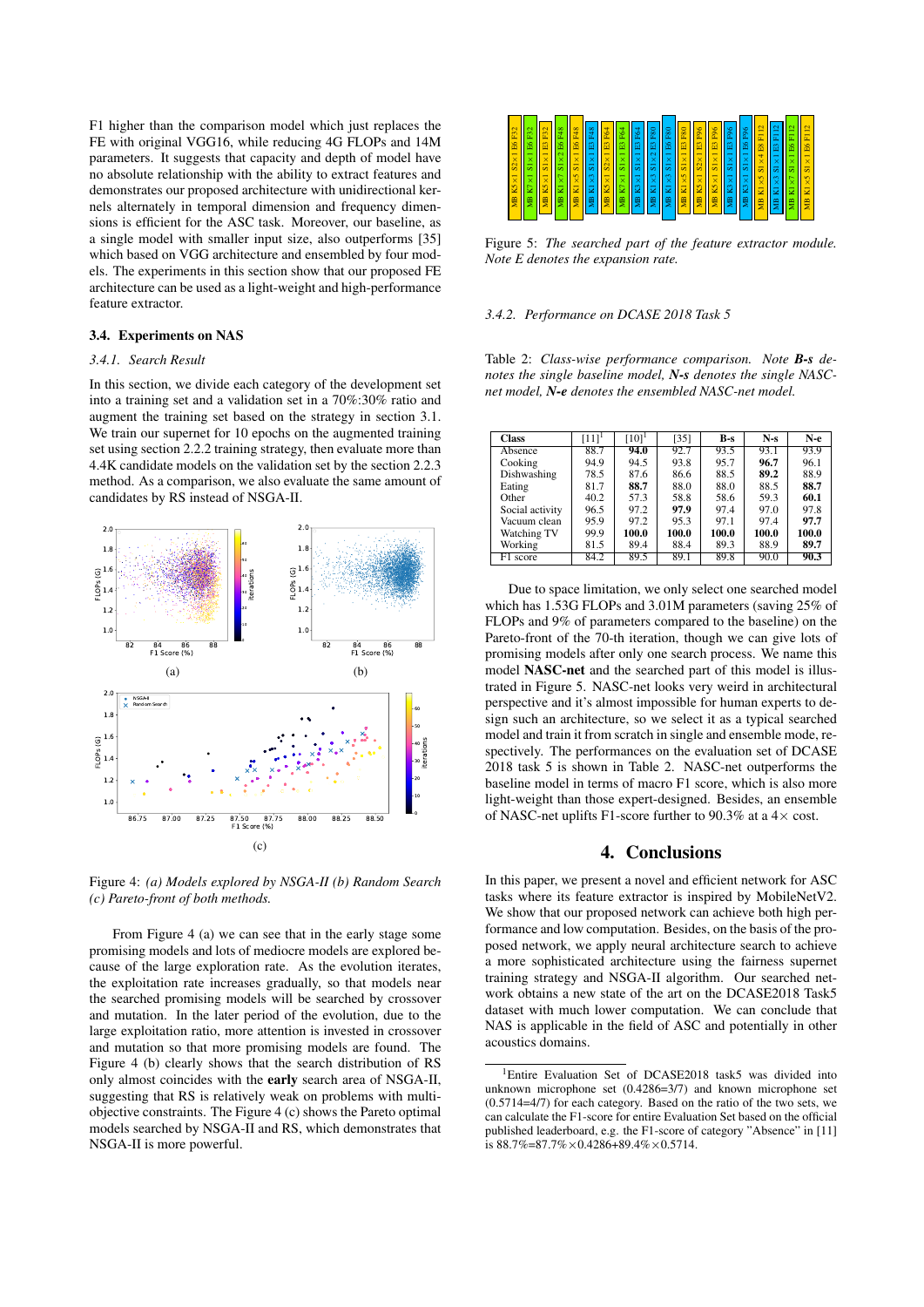F1 higher than the comparison model which just replaces the FE with original VGG16, while reducing 4G FLOPs and 14M parameters. It suggests that capacity and depth of model have no absolute relationship with the ability to extract features and demonstrates our proposed architecture with unidirectional kernels alternately in temporal dimension and frequency dimensions is efficient for the ASC task. Moreover, our baseline, as a single model with smaller input size, also outperforms [35] which based on VGG architecture and ensembled by four models. The experiments in this section show that our proposed FE architecture can be used as a light-weight and high-performance feature extractor.

### 3.4. Experiments on NAS

#### 3.4.1. Search Result

In this section, we divide each category of the development set into a training set and a validation set in a 70%:30% ratio and augment the training set based on the strategy in section 3.1. We train our supernet for 10 epochs on the augmented training set using section 2.2.2 training strategy, then evaluate more than 4.4K candidate models on the validation set by the section 2.2.3 method. As a comparison, we also evaluate the same amount of candidates by RS instead of NSGA-II.

Figure 4: *(a) Models explored by NSGA-II (b) Random Search (c) Pareto-front of both methods.*

From Figure 4 (a) we can see that in the early stage some promising models and lots of mediocre models are explored because of the large exploration rate. As the evolution iterates, the exploitation rate increases gradually, so that models near the searched promising models will be searched by crossover and mutation. In the later period of the evolution, due to the large exploitation ratio, more attention is invested in crossover and mutation so that more promising models are found. The Figure 4 (b) clearly shows that the search distribution of RS only almost coincides with the **early** search area of NSGA-II, suggesting that RS is relatively weak on problems with multi-objective constraints. The Figure 4 (c) shows the Pareto optimal models searched by NSGA-II and RS, which demonstrates that NSGA-II is more powerful.

Figure 5: *The searched part of the feature extractor module. Note E denotes the expansion rate.*

#### 3.4.2. Performance on DCASE 2018 Task 5

Table 2: *Class-wise performance comparison. Note **B-s** denotes the single baseline model, **N-s** denotes the single NASC-net model, **N-e** denotes the ensembled NASC-net model.*

| Class | [11][1] | [10][1] | [35] | B-s | N-s | N-e |
|---|---|---|---|---|---|---|
| Absence | 88.7 | **94.0** | 92.7 | 93.5 | 93.1 | 93.9 |
| Cooking | 94.9 | 94.5 | 93.8 | 95.7 | **96.7** | 96.1 |
| Dishwashing | 78.5 | 87.6 | 86.6 | 88.5 | **89.2** | 88.9 |
| Eating | 81.7 | **88.7** | 88.0 | 88.0 | 88.5 | **88.7** |
| Other | 40.2 | 57.3 | 58.8 | 58.6 | 59.3 | **60.1** |
| Social activity | 96.5 | 97.2 | **97.9** | 97.4 | 97.0 | 97.8 |
| Vacuum clean | 95.9 | 97.2 | 95.3 | 97.1 | 97.4 | **97.7** |
| Watching TV | 99.9 | **100.0** | **100.0** | **100.0** | **100.0** | **100.0** |
| Working | 81.5 | 89.4 | 88.4 | 89.3 | 88.9 | **89.7** |
| F1 score | 84.2 | 89.5 | 89.1 | 89.8 | 90.0 | **90.3** |

Due to space limitation, we only select one searched model which has 1.53G FLOPs and 3.01M parameters (saving 25% of FLOPs and 9% of parameters compared to the baseline) on the Pareto-front of the 70-th iteration, though we can give lots of promising models after only one search process. We name this model **NASC-net** and the searched part of this model is illustrated in Figure 5. NASC-net looks very weird in architectural perspective and it's almost impossible for human experts to design such an architecture, so we select it as a typical searched model and train it from scratch in single and ensemble mode, respectively. The performances on the evaluation set of DCASE 2018 task 5 is shown in Table 2. NASC-net outperforms the baseline model in terms of macro F1 score, which is also more light-weight than those expert-designed. Besides, an ensemble of NASC-net uplifts F1-score further to 90.3% at a 4× cost.

## 4. Conclusions

In this paper, we present a novel and efficient network for ASC tasks where its feature extractor is inspired by MobileNetV2. We show that our proposed network can achieve both high performance and low computation. Besides, on the basis of the proposed network, we apply neural architecture search to achieve a more sophisticated architecture using the fairness supernet training strategy and NSGA-II algorithm. Our searched network obtains a new state of the art on the DCASE2018 Task5 dataset with much lower computation. We can conclude that NAS is applicable in the field of ASC and potentially in other acoustics domains.

[1]Entire Evaluation Set of DCASE2018 task5 was divided into unknown microphone set (0.4286=3/7) and known microphone set (0.5714=4/7) for each category. Based on the ratio of the two sets, we can calculate the F1-score for entire Evaluation Set based on the official published leaderboard, e.g. the F1-score of category "Absence" in [11] is 88.7%=87.7%×0.4286+89.4%×0.5714.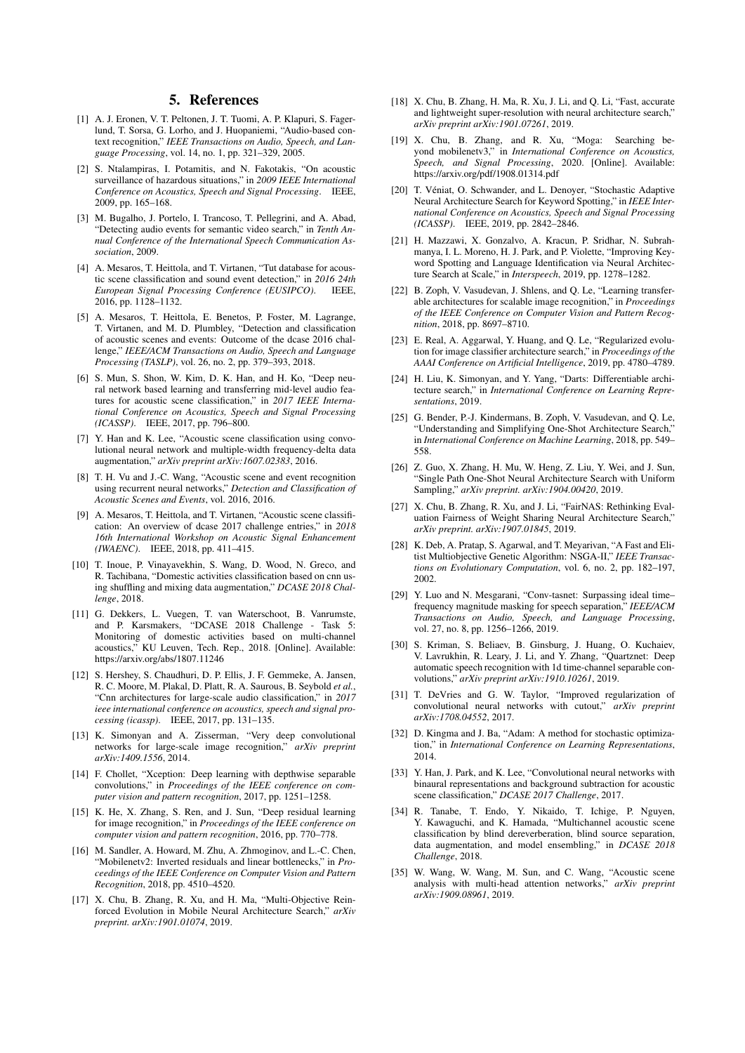## 5. References

[1] A. J. Eronen, V. T. Peltonen, J. T. Tuomi, A. P. Klapuri, S. Fagerlund, T. Sorsa, G. Lorho, and J. Huopaniemi, "Audio-based context recognition," *IEEE Transactions on Audio, Speech, and Language Processing*, vol. 14, no. 1, pp. 321–329, 2005.

[2] S. Ntalampiras, I. Potamitis, and N. Fakotakis, "On acoustic surveillance of hazardous situations," in *2009 IEEE International Conference on Acoustics, Speech and Signal Processing*. IEEE, 2009, pp. 165–168.

[3] M. Bugalho, J. Portelo, I. Trancoso, T. Pellegrini, and A. Abad, "Detecting audio events for semantic video search," in *Tenth Annual Conference of the International Speech Communication Association*, 2009.

[4] A. Mesaros, T. Heittola, and T. Virtanen, "Tut database for acoustic scene classification and sound event detection," in *2016 24th European Signal Processing Conference (EUSIPCO)*. IEEE, 2016, pp. 1128–1132.

[5] A. Mesaros, T. Heittola, E. Benetos, P. Foster, M. Lagrange, T. Virtanen, and M. D. Plumbley, "Detection and classification of acoustic scenes and events: Outcome of the dcase 2016 challenge," *IEEE/ACM Transactions on Audio, Speech and Language Processing (TASLP)*, vol. 26, no. 2, pp. 379–393, 2018.

[6] S. Mun, S. Shon, W. Kim, D. K. Han, and H. Ko, "Deep neural network based learning and transferring mid-level audio features for acoustic scene classification," in *2017 IEEE International Conference on Acoustics, Speech and Signal Processing (ICASSP)*. IEEE, 2017, pp. 796–800.

[7] Y. Han and K. Lee, "Acoustic scene classification using convolutional neural network and multiple-width frequency-delta data augmentation," *arXiv preprint arXiv:1607.02383*, 2016.

[8] T. H. Vu and J.-C. Wang, "Acoustic scene and event recognition using recurrent neural networks," *Detection and Classification of Acoustic Scenes and Events*, vol. 2016, 2016.

[9] A. Mesaros, T. Heittola, and T. Virtanen, "Acoustic scene classification: An overview of dcase 2017 challenge entries," in *2018 16th International Workshop on Acoustic Signal Enhancement (IWAENC)*. IEEE, 2018, pp. 411–415.

[10] T. Inoue, P. Vinayavekhin, S. Wang, D. Wood, N. Greco, and R. Tachibana, "Domestic activities classification based on cnn using shuffling and mixing data augmentation," *DCASE 2018 Challenge*, 2018.

[11] G. Dekkers, L. Vuegen, T. van Waterschoot, B. Vanrumste, and P. Karsmakers, "DCASE 2018 Challenge - Task 5: Monitoring of domestic activities based on multi-channel acoustics," KU Leuven, Tech. Rep., 2018. [Online]. Available: https://arxiv.org/abs/1807.11246

[12] S. Hershey, S. Chaudhuri, D. P. Ellis, J. F. Gemmeke, A. Jansen, R. C. Moore, M. Plakal, D. Platt, R. A. Saurous, B. Seybold *et al.*, "Cnn architectures for large-scale audio classification," in *2017 ieee international conference on acoustics, speech and signal processing (icassp)*. IEEE, 2017, pp. 131–135.

[13] K. Simonyan and A. Zisserman, "Very deep convolutional networks for large-scale image recognition," *arXiv preprint arXiv:1409.1556*, 2014.

[14] F. Chollet, "Xception: Deep learning with depthwise separable convolutions," in *Proceedings of the IEEE conference on computer vision and pattern recognition*, 2017, pp. 1251–1258.

[15] K. He, X. Zhang, S. Ren, and J. Sun, "Deep residual learning for image recognition," in *Proceedings of the IEEE conference on computer vision and pattern recognition*, 2016, pp. 770–778.

[16] M. Sandler, A. Howard, M. Zhu, A. Zhmoginov, and L.-C. Chen, "Mobilenetv2: Inverted residuals and linear bottlenecks," in *Proceedings of the IEEE Conference on Computer Vision and Pattern Recognition*, 2018, pp. 4510–4520.

[17] X. Chu, B. Zhang, R. Xu, and H. Ma, "Multi-Objective Reinforced Evolution in Mobile Neural Architecture Search," *arXiv preprint. arXiv:1901.01074*, 2019.

[18] X. Chu, B. Zhang, H. Ma, R. Xu, J. Li, and Q. Li, "Fast, accurate and lightweight super-resolution with neural architecture search," *arXiv preprint arXiv:1901.07261*, 2019.

[19] X. Chu, B. Zhang, and R. Xu, "Moga: Searching beyond mobilenetv3," in *International Conference on Acoustics, Speech, and Signal Processing*, 2020. [Online]. Available: https://arxiv.org/pdf/1908.01314.pdf

[20] T. Véniat, O. Schwander, and L. Denoyer, "Stochastic Adaptive Neural Architecture Search for Keyword Spotting," in *IEEE International Conference on Acoustics, Speech and Signal Processing (ICASSP)*. IEEE, 2019, pp. 2842–2846.

[21] H. Mazzawi, X. Gonzalvo, A. Kracun, P. Sridhar, N. Subrahmanya, I. L. Moreno, H. J. Park, and P. Violette, "Improving Keyword Spotting and Language Identification via Neural Architecture Search at Scale," in *Interspeech*, 2019, pp. 1278–1282.

[22] B. Zoph, V. Vasudevan, J. Shlens, and Q. Le, "Learning transferable architectures for scalable image recognition," in *Proceedings of the IEEE Conference on Computer Vision and Pattern Recognition*, 2018, pp. 8697–8710.

[23] E. Real, A. Aggarwal, Y. Huang, and Q. Le, "Regularized evolution for image classifier architecture search," in *Proceedings of the AAAI Conference on Artificial Intelligence*, 2019, pp. 4780–4789.

[24] H. Liu, K. Simonyan, and Y. Yang, "Darts: Differentiable architecture search," in *International Conference on Learning Representations*, 2019.

[25] G. Bender, P.-J. Kindermans, B. Zoph, V. Vasudevan, and Q. Le, "Understanding and Simplifying One-Shot Architecture Search," in *International Conference on Machine Learning*, 2018, pp. 549–558.

[26] Z. Guo, X. Zhang, H. Mu, W. Heng, Z. Liu, Y. Wei, and J. Sun, "Single Path One-Shot Neural Architecture Search with Uniform Sampling," *arXiv preprint. arXiv:1904.00420*, 2019.

[27] X. Chu, B. Zhang, R. Xu, and J. Li, "FairNAS: Rethinking Evaluation Fairness of Weight Sharing Neural Architecture Search," *arXiv preprint. arXiv:1907.01845*, 2019.

[28] K. Deb, A. Pratap, S. Agarwal, and T. Meyarivan, "A Fast and Elitist Multiobjective Genetic Algorithm: NSGA-II," *IEEE Transactions on Evolutionary Computation*, vol. 6, no. 2, pp. 182–197, 2002.

[29] Y. Luo and N. Mesgarani, "Conv-tasnet: Surpassing ideal time–frequency magnitude masking for speech separation," *IEEE/ACM Transactions on Audio, Speech, and Language Processing*, vol. 27, no. 8, pp. 1256–1266, 2019.

[30] S. Kriman, S. Beliaev, B. Ginsburg, J. Huang, O. Kuchaiev, V. Lavrukhin, R. Leary, J. Li, and Y. Zhang, "Quartznet: Deep automatic speech recognition with 1d time-channel separable convolutions," *arXiv preprint arXiv:1910.10261*, 2019.

[31] T. DeVries and G. W. Taylor, "Improved regularization of convolutional neural networks with cutout," *arXiv preprint arXiv:1708.04552*, 2017.

[32] D. Kingma and J. Ba, "Adam: A method for stochastic optimization," in *International Conference on Learning Representations*, 2014.

[33] Y. Han, J. Park, and K. Lee, "Convolutional neural networks with binaural representations and background subtraction for acoustic scene classification," *DCASE 2017 Challenge*, 2017.

[34] R. Tanabe, T. Endo, Y. Nikaido, T. Ichige, P. Nguyen, Y. Kawaguchi, and K. Hamada, "Multichannel acoustic scene classification by blind dereverberation, blind source separation, data augmentation, and model ensembling," in *DCASE 2018 Challenge*, 2018.

[35] W. Wang, W. Wang, M. Sun, and C. Wang, "Acoustic scene analysis with multi-head attention networks," *arXiv preprint arXiv:1909.08961*, 2019.